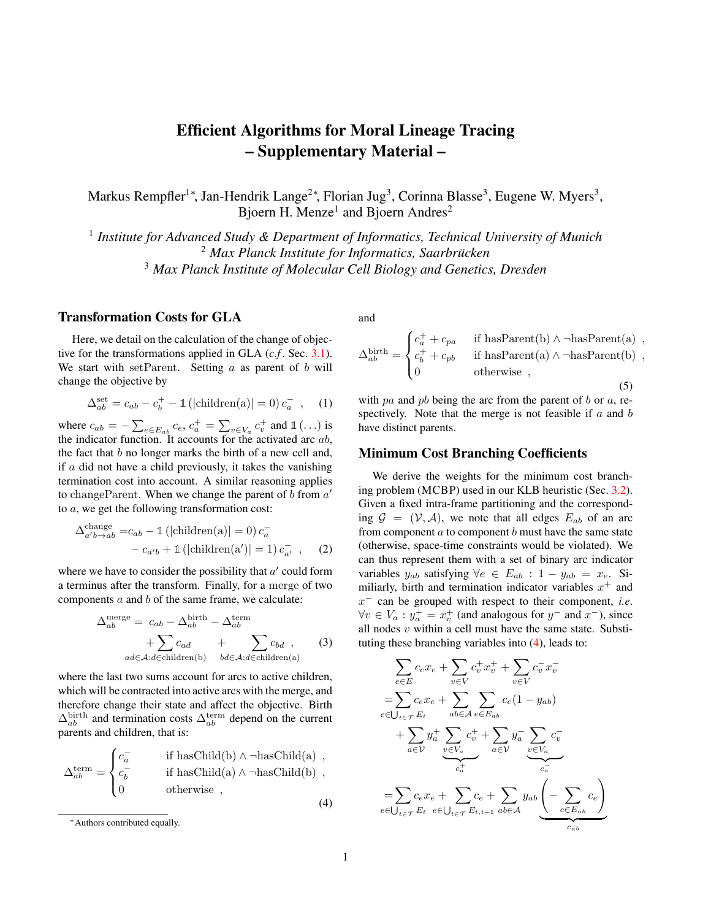# Efficient Algorithms for Moral Lineage Tracing – Supplementary Material –

Markus Rempfler[1*], Jan-Hendrik Lange[2*], Florian Jug[3], Corinna Blasse[3], Eugene W. Myers[3], Bjoern H. Menze[1] and Bjoern Andres[2]

[1] *Institute for Advanced Study & Department of Informatics, Technical University of Munich*
[2] *Max Planck Institute for Informatics, Saarbrücken*
[3] *Max Planck Institute of Molecular Cell Biology and Genetics, Dresden*

## Transformation Costs for GLA

Here, we detail on the calculation of the change of objective for the transformations applied in GLA (*c.f.* Sec. 3.1). We start with setParent. Setting $a$ as parent of $b$ will change the objective by

$$\Delta^{\text{set}}_{ab} = c_{ab} - c^{+}_{b} - \mathbb{1}\left(|\text{children(a)}| = 0\right) c^{-}_{a} \quad , \tag{1}$$

where $c_{ab} = -\sum_{e \in E_{ab}} c_e$, $c^{+}_{a} = \sum_{v \in V_a} c^{+}_{v}$ and $\mathbb{1}(\ldots)$ is the indicator function. It accounts for the activated arc $ab$, the fact that $b$ no longer marks the birth of a new cell and, if $a$ did not have a child previously, it takes the vanishing termination cost into account. A similar reasoning applies to changeParent. When we change the parent of $b$ from $a'$ to $a$, we get the following transformation cost:

$$\begin{aligned}\Delta^{\text{change}}_{a'b \to ab} =& c_{ab} - \mathbb{1}\left(|\text{children(a)}| = 0\right) c^{-}_{a} \\ & - c_{a'b} + \mathbb{1}\left(|\text{children(a')}| = 1\right) c^{-}_{a'} \quad ,\end{aligned} \tag{2}$$

where we have to consider the possibility that $a'$ could form a terminus after the transform. Finally, for a merge of two components $a$ and $b$ of the same frame, we calculate:

$$\begin{aligned}\Delta^{\text{merge}}_{ab} =& \; c_{ab} - \Delta^{\text{birth}}_{ab} - \Delta^{\text{term}}_{ab} \\ & + \sum_{ad \in \mathcal{A}: d \in \text{children(b)}} c_{ad} \quad + \sum_{bd \in \mathcal{A}: d \in \text{children(a)}} c_{bd} \quad ,\end{aligned} \tag{3}$$

where the last two sums account for arcs to active children, which will be contracted into active arcs with the merge, and therefore change their state and affect the objective. Birth $\Delta^{\text{birth}}_{ab}$ and termination costs $\Delta^{\text{term}}_{ab}$ depend on the current parents and children, that is:

$$\Delta^{\text{term}}_{ab} = \begin{cases} c^{-}_{a} & \text{if hasChild(b)} \land \neg\text{hasChild(a)} \quad , \\ c^{-}_{b} & \text{if hasChild(a)} \land \neg\text{hasChild(b)} \quad , \\ 0 & \text{otherwise} \quad , \end{cases} \tag{4}$$

and

$$\Delta^{\text{birth}}_{ab} = \begin{cases} c^{+}_{a} + c_{pa} & \text{if hasParent(b)} \land \neg\text{hasParent(a)} \quad , \\ c^{+}_{b} + c_{pb} & \text{if hasParent(a)} \land \neg\text{hasParent(b)} \quad , \\ 0 & \text{otherwise} \quad , \end{cases} \tag{5}$$

with $pa$ and $pb$ being the arc from the parent of $b$ or $a$, respectively. Note that the merge is not feasible if $a$ and $b$ have distinct parents.

## Minimum Cost Branching Coefficients

We derive the weights for the minimum cost branching problem (MCBP) used in our KLB heuristic (Sec. 3.2). Given a fixed intra-frame partitioning and the corresponding $\mathcal{G} = (\mathcal{V}, \mathcal{A})$, we note that all edges $E_{ab}$ of an arc from component $a$ to component $b$ must have the same state (otherwise, space-time constraints would be violated). We can thus represent them with a set of binary arc indicator variables $y_{ab}$ satisfying $\forall e \in E_{ab} : 1 - y_{ab} = x_e$. Similiarly, birth and termination indicator variables $x^{+}$ and $x^{-}$ can be grouped with respect to their component, *i.e.* $\forall v \in V_a : y^{+}_{a} = x^{+}_{v}$ (and analogous for $y^{-}$ and $x^{-}$), since all nodes $v$ within a cell must have the same state. Substituting these branching variables into (4), leads to:

$$\begin{aligned} & \sum_{e \in E} c_e x_e + \sum_{v \in V} c^{+}_{v} x^{+}_{v} + \sum_{v \in V} c^{-}_{v} x^{-}_{v} \\ =& \sum_{e \in \bigcup_{t \in \mathcal{T}} E_t} c_e x_e + \sum_{ab \in \mathcal{A}} \sum_{e \in E_{ab}} c_e (1 - y_{ab}) \\ & + \sum_{a \in \mathcal{V}} y^{+}_{a} \underbrace{\sum_{v \in V_a} c^{+}_{v}}_{c^{+}_{a}} + \sum_{a \in \mathcal{V}} y^{-}_{a} \underbrace{\sum_{v \in V_a} c^{-}_{v}}_{c^{-}_{a}} \\ =& \sum_{e \in \bigcup_{t \in \mathcal{T}} E_t} c_e x_e + \sum_{e \in \bigcup_{t \in \mathcal{T}} E_{t,t+1}} c_e + \sum_{ab \in \mathcal{A}} y_{ab} \underbrace{\left( - \sum_{e \in E_{ab}} c_e \right)}_{c_{ab}} \end{aligned}$$

---

*Authors contributed equally.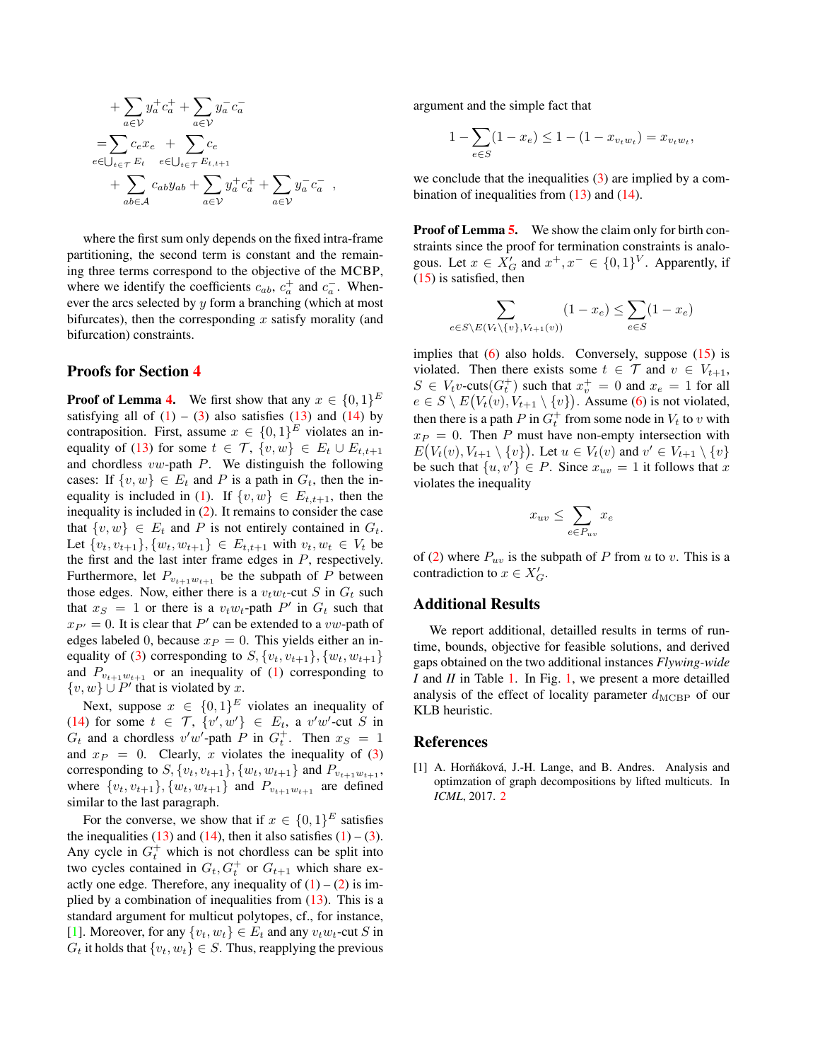$$
\begin{aligned}
&+\sum_{a\in\mathcal{V}} y_a^+ c_a^+ + \sum_{a\in\mathcal{V}} y_a^- c_a^- \\
=&\sum_{e\in\bigcup_{t\in\mathcal{T}} E_t} c_e x_e \;+\; \sum_{e\in\bigcup_{t\in\mathcal{T}} E_{t,t+1}} c_e \\
&+\sum_{ab\in\mathcal{A}} c_{ab} y_{ab} + \sum_{a\in\mathcal{V}} y_a^+ c_a^+ + \sum_{a\in\mathcal{V}} y_a^- c_a^- \;,
\end{aligned}
$$

where the first sum only depends on the fixed intra-frame partitioning, the second term is constant and the remaining three terms correspond to the objective of the MCBP, where we identify the coefficients $c_{ab}$, $c_a^+$ and $c_a^-$. Whenever the arcs selected by $y$ form a branching (which at most bifurcates), then the corresponding $x$ satisfy morality (and bifurcation) constraints.

## Proofs for Section 4

**Proof of Lemma 4.** We first show that any $x \in \{0,1\}^E$ satisfying all of (1) – (3) also satisfies (13) and (14) by contraposition. First, assume $x \in \{0,1\}^E$ violates an inequality of (13) for some $t \in \mathcal{T}$, $\{v,w\} \in E_t \cup E_{t,t+1}$ and chordless $vw$-path $P$. We distinguish the following cases: If $\{v,w\} \in E_t$ and $P$ is a path in $G_t$, then the inequality is included in (1). If $\{v,w\} \in E_{t,t+1}$, then the inequality is included in (2). It remains to consider the case that $\{v,w\} \in E_t$ and $P$ is not entirely contained in $G_t$. Let $\{v_t, v_{t+1}\}, \{w_t, w_{t+1}\} \in E_{t,t+1}$ with $v_t, w_t \in V_t$ be the first and the last inter frame edges in $P$, respectively. Furthermore, let $P_{v_{t+1}w_{t+1}}$ be the subpath of $P$ between those edges. Now, either there is a $v_t w_t$-cut $S$ in $G_t$ such that $x_S = 1$ or there is a $v_t w_t$-path $P'$ in $G_t$ such that $x_{P'} = 0$. It is clear that $P'$ can be extended to a $vw$-path of edges labeled 0, because $x_P = 0$. This yields either an inequality of (3) corresponding to $S, \{v_t, v_{t+1}\}, \{w_t, w_{t+1}\}$ and $P_{v_{t+1}w_{t+1}}$ or an inequality of (1) corresponding to $\{v,w\} \cup P'$ that is violated by $x$.

Next, suppose $x \in \{0,1\}^E$ violates an inequality of (14) for some $t \in \mathcal{T}$, $\{v', w'\} \in E_t$, a $v'w'$-cut $S$ in $G_t$ and a chordless $v'w'$-path $P$ in $G_t^+$. Then $x_S = 1$ and $x_P = 0$. Clearly, $x$ violates the inequality of (3) corresponding to $S, \{v_t, v_{t+1}\}, \{w_t, w_{t+1}\}$ and $P_{v_{t+1}w_{t+1}}$, where $\{v_t, v_{t+1}\}, \{w_t, w_{t+1}\}$ and $P_{v_{t+1}w_{t+1}}$ are defined similar to the last paragraph.

For the converse, we show that if $x \in \{0,1\}^E$ satisfies the inequalities (13) and (14), then it also satisfies (1) – (3). Any cycle in $G_t^+$ which is not chordless can be split into two cycles contained in $G_t, G_t^+$ or $G_{t+1}$ which share exactly one edge. Therefore, any inequality of (1) – (2) is implied by a combination of inequalities from (13). This is a standard argument for multicut polytopes, cf., for instance, [1]. Moreover, for any $\{v_t, w_t\} \in E_t$ and any $v_t w_t$-cut $S$ in $G_t$ it holds that $\{v_t, w_t\} \in S$. Thus, reapplying the previous argument and the simple fact that

$$
1 - \sum_{e\in S}(1 - x_e) \le 1 - (1 - x_{v_t w_t}) = x_{v_t w_t},
$$

we conclude that the inequalities (3) are implied by a combination of inequalities from (13) and (14).

**Proof of Lemma 5.** We show the claim only for birth constraints since the proof for termination constraints is analogous. Let $x \in X'_G$ and $x^+, x^- \in \{0,1\}^V$. Apparently, if (15) is satisfied, then

$$
\sum_{e\in S\setminus E(V_t\setminus\{v\}, V_{t+1}(v))} (1 - x_e) \le \sum_{e\in S} (1 - x_e)
$$

implies that (6) also holds. Conversely, suppose (15) is violated. Then there exists some $t \in \mathcal{T}$ and $v \in V_{t+1}$, $S \in V_t v\text{-cuts}(G_t^+)$ such that $x_v^+ = 0$ and $x_e = 1$ for all $e \in S \setminus E\big(V_t(v), V_{t+1} \setminus \{v\}\big)$. Assume (6) is not violated, then there is a path $P$ in $G_t^+$ from some node in $V_t$ to $v$ with $x_P = 0$. Then $P$ must have non-empty intersection with $E\big(V_t(v), V_{t+1} \setminus \{v\}\big)$. Let $u \in V_t(v)$ and $v' \in V_{t+1} \setminus \{v\}$ be such that $\{u, v'\} \in P$. Since $x_{uv} = 1$ it follows that $x$ violates the inequality

$$
x_{uv} \le \sum_{e\in P_{uv}} x_e
$$

of (2) where $P_{uv}$ is the subpath of $P$ from $u$ to $v$. This is a contradiction to $x \in X'_G$.

## Additional Results

We report additional, detailled results in terms of runtime, bounds, objective for feasible solutions, and derived gaps obtained on the two additional instances *Flywing-wide I* and *II* in Table 1. In Fig. 1, we present a more detailled analysis of the effect of locality parameter $d_{\mathrm{MCBP}}$ of our KLB heuristic.

## References

[1] A. Horňáková, J.-H. Lange, and B. Andres. Analysis and optimzation of graph decompositions by lifted multicuts. In *ICML*, 2017. 2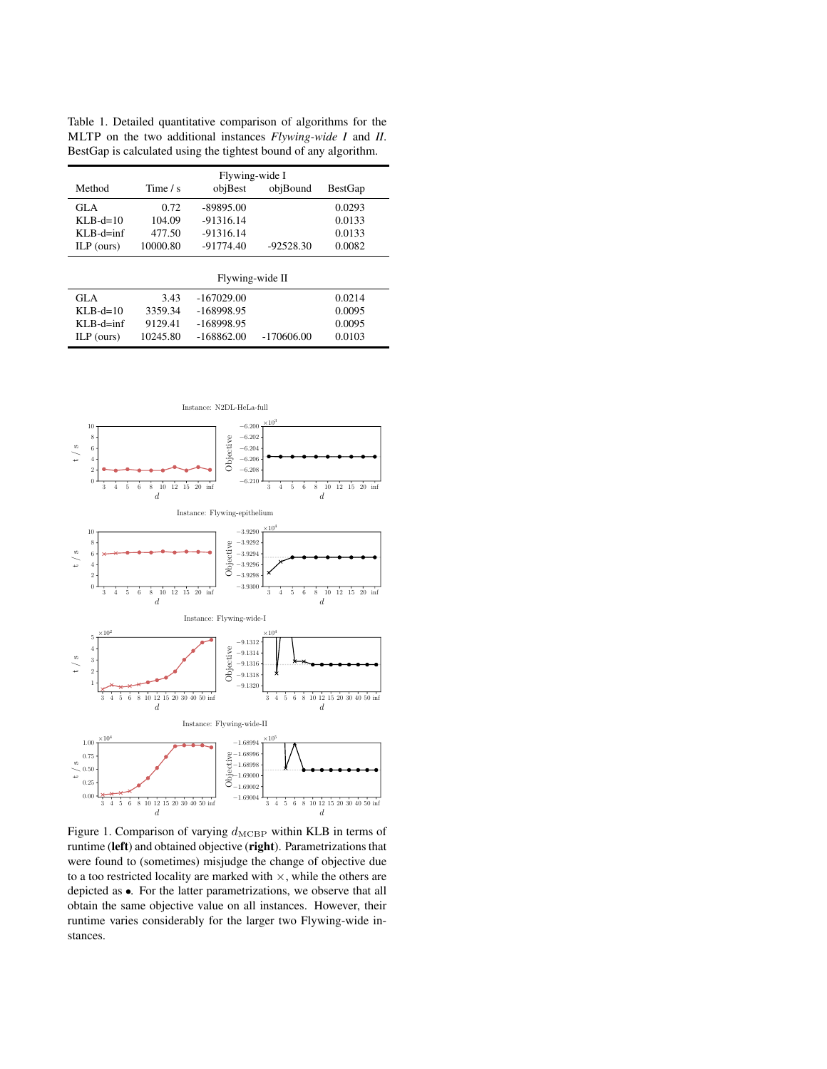Table 1. Detailed quantitative comparison of algorithms for the MLTP on the two additional instances *Flywing-wide I* and *II*. BestGap is calculated using the tightest bound of any algorithm.

| Method | Time / s | objBest | objBound | BestGap |
|---|---|---|---|---|
| | | **Flywing-wide I** | | |
| GLA | 0.72 | -89895.00 | | 0.0293 |
| KLB-d=10 | 104.09 | -91316.14 | | 0.0133 |
| KLB-d=inf | 477.50 | -91316.14 | | 0.0133 |
| ILP (ours) | 10000.80 | -91774.40 | -92528.30 | 0.0082 |
| | | **Flywing-wide II** | | |
| GLA | 3.43 | -167029.00 | | 0.0214 |
| KLB-d=10 | 3359.34 | -168998.95 | | 0.0095 |
| KLB-d=inf | 9129.41 | -168998.95 | | 0.0095 |
| ILP (ours) | 10245.80 | -168862.00 | -170606.00 | 0.0103 |

Instance: N2DL-HeLa-full

t / s

Objective

$\times 10^3$

$d$

Instance: Flywing-epithelium

t / s

Objective

$\times 10^4$

$d$

Instance: Flywing-wide-I

t / s

$\times 10^2$

Objective

$\times 10^4$

$d$

Instance: Flywing-wide-II

t / s

$\times 10^4$

Objective

$\times 10^5$

$d$

Figure 1. Comparison of varying $d_{\mathrm{MCBP}}$ within KLB in terms of runtime (**left**) and obtained objective (**right**). Parametrizations that were found to (sometimes) misjudge the change of objective due to a too restricted locality are marked with $\times$, while the others are depicted as $\bullet$. For the latter parametrizations, we observe that all obtain the same objective value on all instances. However, their runtime varies considerably for the larger two Flywing-wide instances.